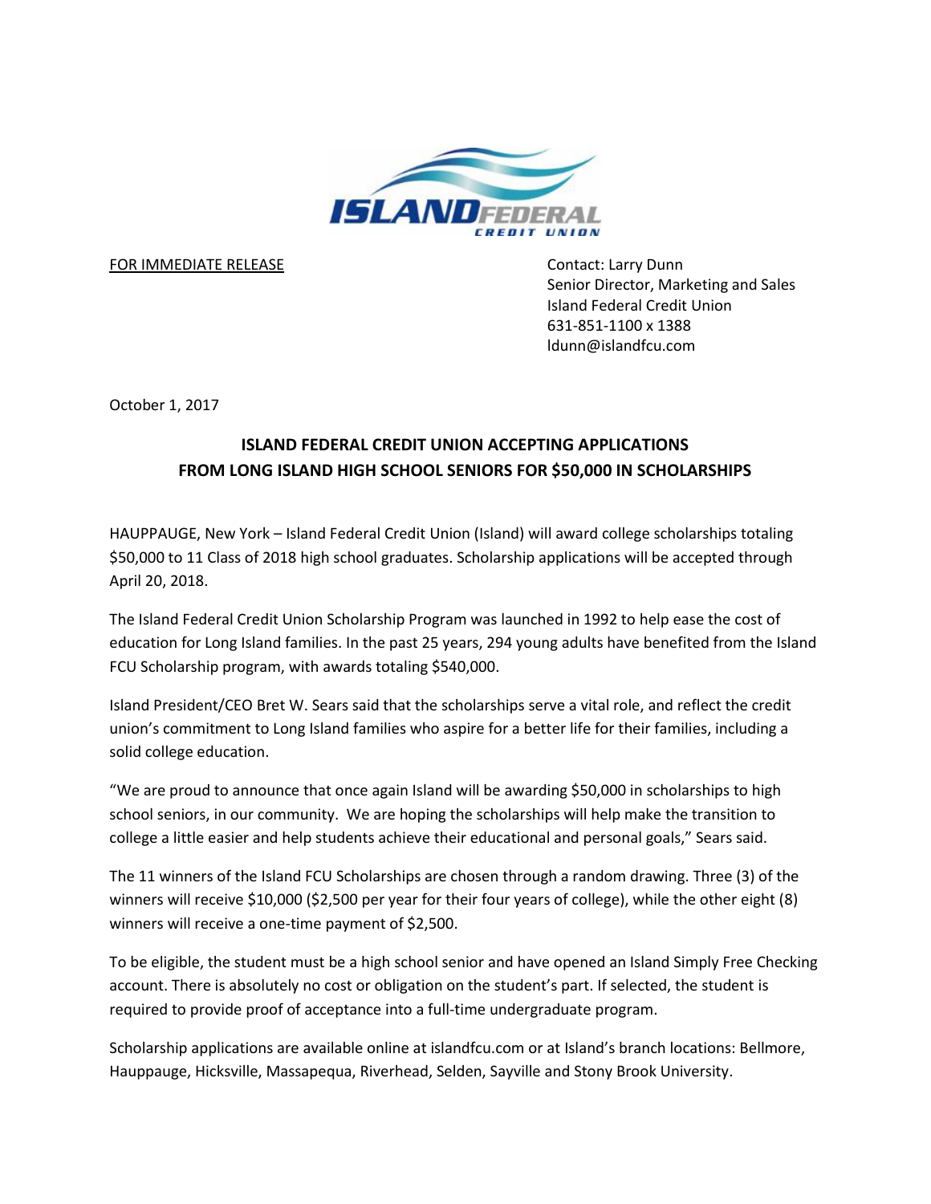ISLAND FEDERAL CREDIT UNION

FOR IMMEDIATE RELEASE

Contact: Larry Dunn
Senior Director, Marketing and Sales
Island Federal Credit Union
631-851-1100 x 1388
ldunn@islandfcu.com

October 1, 2017

## ISLAND FEDERAL CREDIT UNION ACCEPTING APPLICATIONS FROM LONG ISLAND HIGH SCHOOL SENIORS FOR $50,000 IN SCHOLARSHIPS

HAUPPAUGE, New York – Island Federal Credit Union (Island) will award college scholarships totaling $50,000 to 11 Class of 2018 high school graduates. Scholarship applications will be accepted through April 20, 2018.

The Island Federal Credit Union Scholarship Program was launched in 1992 to help ease the cost of education for Long Island families. In the past 25 years, 294 young adults have benefited from the Island FCU Scholarship program, with awards totaling $540,000.

Island President/CEO Bret W. Sears said that the scholarships serve a vital role, and reflect the credit union's commitment to Long Island families who aspire for a better life for their families, including a solid college education.

"We are proud to announce that once again Island will be awarding $50,000 in scholarships to high school seniors, in our community. We are hoping the scholarships will help make the transition to college a little easier and help students achieve their educational and personal goals," Sears said.

The 11 winners of the Island FCU Scholarships are chosen through a random drawing. Three (3) of the winners will receive $10,000 ($2,500 per year for their four years of college), while the other eight (8) winners will receive a one-time payment of $2,500.

To be eligible, the student must be a high school senior and have opened an Island Simply Free Checking account. There is absolutely no cost or obligation on the student's part. If selected, the student is required to provide proof of acceptance into a full-time undergraduate program.

Scholarship applications are available online at islandfcu.com or at Island's branch locations: Bellmore, Hauppauge, Hicksville, Massapequa, Riverhead, Selden, Sayville and Stony Brook University.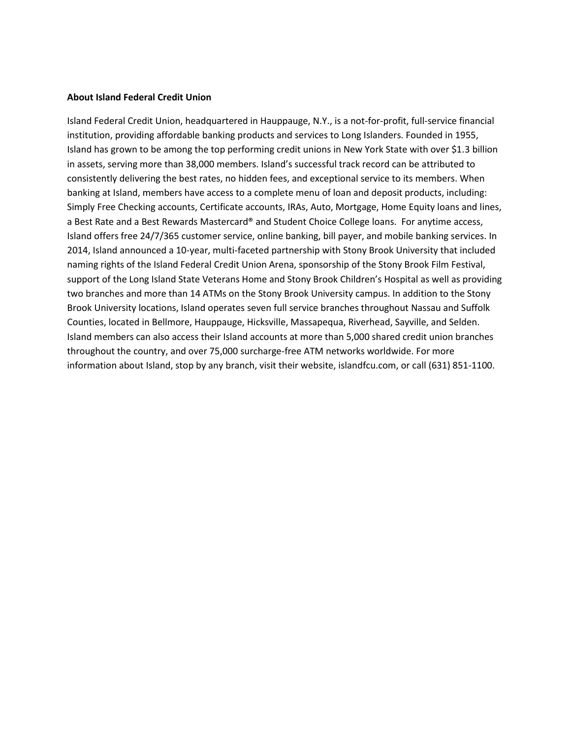**About Island Federal Credit Union**

Island Federal Credit Union, headquartered in Hauppauge, N.Y., is a not-for-profit, full-service financial institution, providing affordable banking products and services to Long Islanders. Founded in 1955, Island has grown to be among the top performing credit unions in New York State with over $1.3 billion in assets, serving more than 38,000 members. Island's successful track record can be attributed to consistently delivering the best rates, no hidden fees, and exceptional service to its members. When banking at Island, members have access to a complete menu of loan and deposit products, including: Simply Free Checking accounts, Certificate accounts, IRAs, Auto, Mortgage, Home Equity loans and lines, a Best Rate and a Best Rewards Mastercard® and Student Choice College loans. For anytime access, Island offers free 24/7/365 customer service, online banking, bill payer, and mobile banking services. In 2014, Island announced a 10-year, multi-faceted partnership with Stony Brook University that included naming rights of the Island Federal Credit Union Arena, sponsorship of the Stony Brook Film Festival, support of the Long Island State Veterans Home and Stony Brook Children's Hospital as well as providing two branches and more than 14 ATMs on the Stony Brook University campus. In addition to the Stony Brook University locations, Island operates seven full service branches throughout Nassau and Suffolk Counties, located in Bellmore, Hauppauge, Hicksville, Massapequa, Riverhead, Sayville, and Selden. Island members can also access their Island accounts at more than 5,000 shared credit union branches throughout the country, and over 75,000 surcharge-free ATM networks worldwide. For more information about Island, stop by any branch, visit their website, islandfcu.com, or call (631) 851-1100.